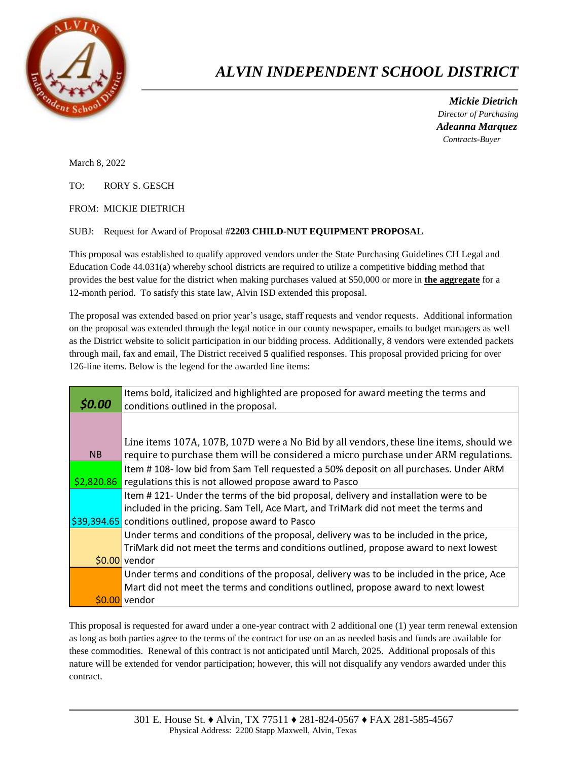# *ALVIN INDEPENDENT SCHOOL DISTRICT*

***Mickie Dietrich***
*Director of Purchasing*
***Adeanna Marquez***
*Contracts-Buyer*

March 8, 2022

TO: RORY S. GESCH

FROM: MICKIE DIETRICH

SUBJ: Request for Award of Proposal #**2203 CHILD-NUT EQUIPMENT PROPOSAL**

This proposal was established to qualify approved vendors under the State Purchasing Guidelines CH Legal and Education Code 44.031(a) whereby school districts are required to utilize a competitive bidding method that provides the best value for the district when making purchases valued at $50,000 or more in **the aggregate** for a 12-month period. To satisfy this state law, Alvin ISD extended this proposal.

The proposal was extended based on prior year's usage, staff requests and vendor requests. Additional information on the proposal was extended through the legal notice in our county newspaper, emails to budget managers as well as the District website to solicit participation in our bidding process. Additionally, 8 vendors were extended packets through mail, fax and email, The District received **5** qualified responses. This proposal provided pricing for over 126-line items. Below is the legend for the awarded line items:

| | |
|---|---|
| ***$0.00*** | Items bold, italicized and highlighted are proposed for award meeting the terms and conditions outlined in the proposal. |
| NB | Line items 107A, 107B, 107D were a No Bid by all vendors, these line items, should we require to purchase them will be considered a micro purchase under ARM regulations. |
| $2,820.86 | Item # 108- low bid from Sam Tell requested a 50% deposit on all purchases. Under ARM regulations this is not allowed propose award to Pasco |
| $39,394.65 | Item # 121- Under the terms of the bid proposal, delivery and installation were to be included in the pricing. Sam Tell, Ace Mart, and TriMark did not meet the terms and conditions outlined, propose award to Pasco |
| $0.00 | Under terms and conditions of the proposal, delivery was to be included in the price, TriMark did not meet the terms and conditions outlined, propose award to next lowest vendor |
| $0.00 | Under terms and conditions of the proposal, delivery was to be included in the price, Ace Mart did not meet the terms and conditions outlined, propose award to next lowest vendor |

This proposal is requested for award under a one-year contract with 2 additional one (1) year term renewal extension as long as both parties agree to the terms of the contract for use on an as needed basis and funds are available for these commodities. Renewal of this contract is not anticipated until March, 2025. Additional proposals of this nature will be extended for vendor participation; however, this will not disqualify any vendors awarded under this contract.

301 E. House St. ♦ Alvin, TX 77511 ♦ 281-824-0567 ♦ FAX 281-585-4567
Physical Address: 2200 Stapp Maxwell, Alvin, Texas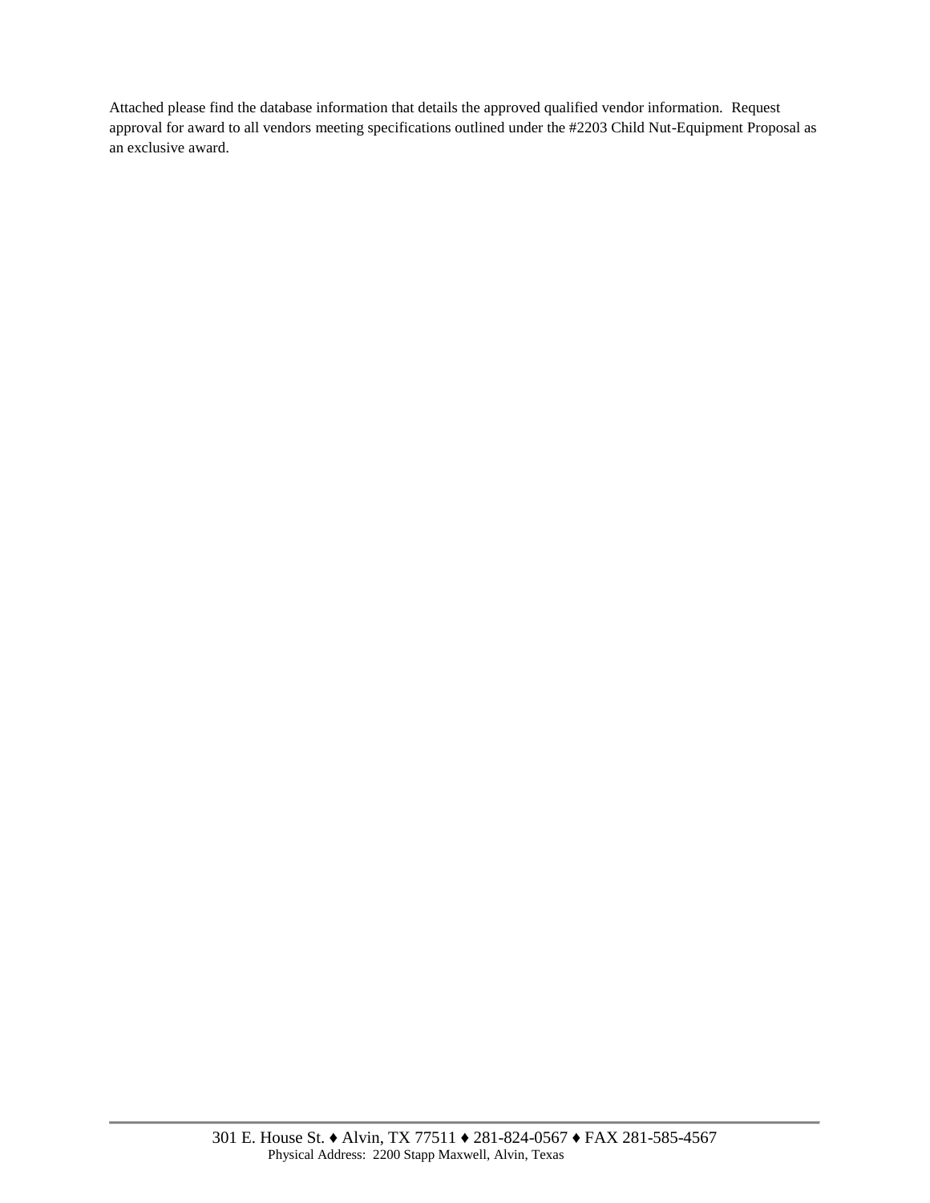Attached please find the database information that details the approved qualified vendor information. Request approval for award to all vendors meeting specifications outlined under the #2203 Child Nut-Equipment Proposal as an exclusive award.

301 E. House St. ♦ Alvin, TX 77511 ♦ 281-824-0567 ♦ FAX 281-585-4567
Physical Address: 2200 Stapp Maxwell, Alvin, Texas